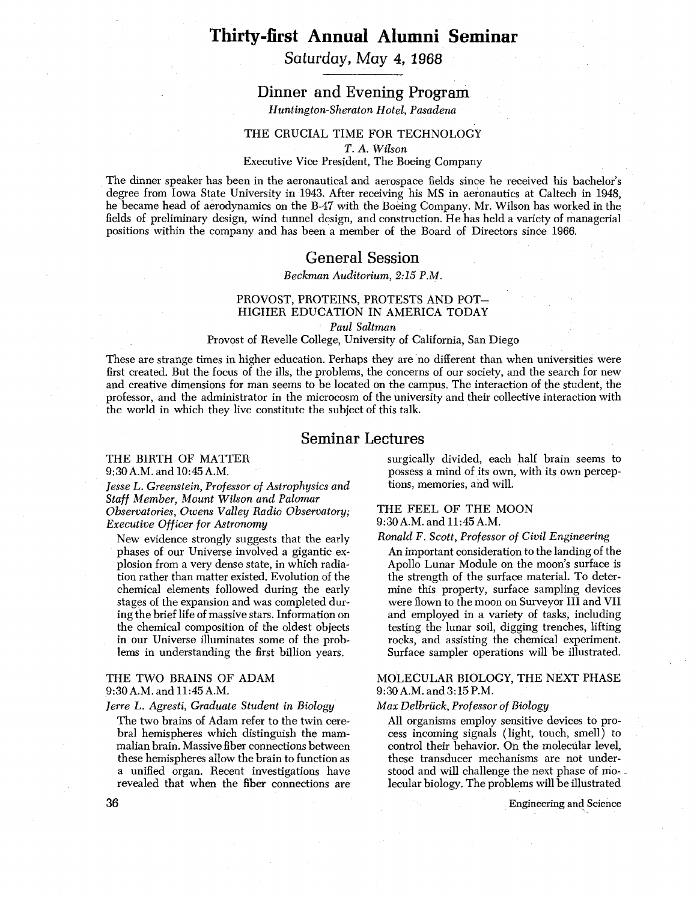# Thirty-first Annual Alumni Seminar

*Saturday, May 4, 1968*

## Dinner and Evening Program

*Huntington-Sheraton Hotel, Pasadena*

THE CRUCIAL TIME FOR TECHNOLOGY

*T. A. Wilson*

Executive Vice President, The Boeing Company

The dinner speaker has been in the aeronautical and aerospace fields since he received his bachelor's degree from Iowa State University in 1943. After receiving his MS in aeronautics at Caltech in 1948, he became head of aerodynamics on the B-47 with the Boeing Company. Mr. Wilson has worked in the fields of preliminary design, wind tunnel design, and construction. He has held a variety of managerial positions within the company and has been a member of the Board of Directors since 1966.

## General Session

*Beckman Auditorium, 2:15 P.M.*

PROVOST, PROTEINS, PROTESTS AND POT—
HIGHER EDUCATION IN AMERICA TODAY

*Paul Saltman*

Provost of Revelle College, University of California, San Diego

These are strange times in higher education. Perhaps they are no different than when universities were first created. But the focus of the ills, the problems, the concerns of our society, and the search for new and creative dimensions for man seems to be located on the campus. The interaction of the student, the professor, and the administrator in the microcosm of the university and their collective interaction with the world in which they live constitute the subject of this talk.

## Seminar Lectures

THE BIRTH OF MATTER
9:30 A.M. and 10:45 A.M.

*Jesse L. Greenstein, Professor of Astrophysics and Staff Member, Mount Wilson and Palomar Observatories, Owens Valley Radio Observatory; Executive Officer for Astronomy*

New evidence strongly suggests that the early phases of our Universe involved a gigantic explosion from a very dense state, in which radiation rather than matter existed. Evolution of the chemical elements followed during the early stages of the expansion and was completed during the brief life of massive stars. Information on the chemical composition of the oldest objects in our Universe illuminates some of the problems in understanding the first billion years.

THE TWO BRAINS OF ADAM
9:30 A.M. and 11:45 A.M.

*Jerre L. Agresti, Graduate Student in Biology*

The two brains of Adam refer to the twin cerebral hemispheres which distinguish the mammalian brain. Massive fiber connections between these hemispheres allow the brain to function as a unified organ. Recent investigations have revealed that when the fiber connections are surgically divided, each half brain seems to possess a mind of its own, with its own perceptions, memories, and will.

THE FEEL OF THE MOON
9:30 A.M. and 11:45 A.M.

*Ronald F. Scott, Professor of Civil Engineering*

An important consideration to the landing of the Apollo Lunar Module on the moon's surface is the strength of the surface material. To determine this property, surface sampling devices were flown to the moon on Surveyor III and VII and employed in a variety of tasks, including testing the lunar soil, digging trenches, lifting rocks, and assisting the chemical experiment. Surface sampler operations will be illustrated.

MOLECULAR BIOLOGY, THE NEXT PHASE
9:30 A.M. and 3:15 P.M.

*Max Delbrück, Professor of Biology*

All organisms employ sensitive devices to process incoming signals (light, touch, smell) to control their behavior. On the molecular level, these transducer mechanisms are not understood and will challenge the next phase of molecular biology. The problems will be illustrated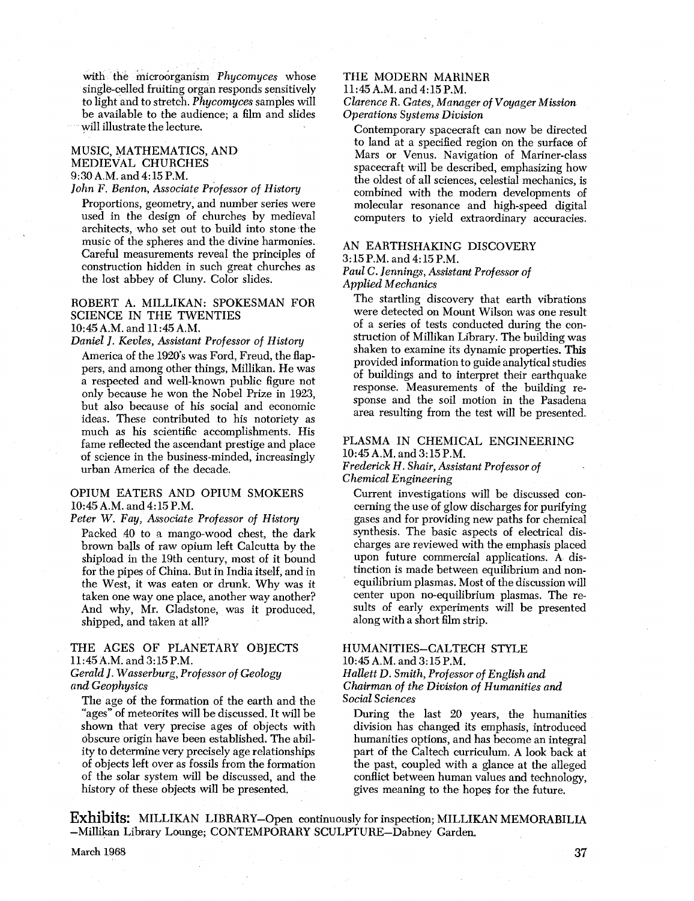with the microorganism *Phycomyces* whose single-celled fruiting organ responds sensitively to light and to stretch. *Phycomyces* samples will be available to the audience; a film and slides will illustrate the lecture.

### MUSIC, MATHEMATICS, AND MEDIEVAL CHURCHES
9:30 A.M. and 4:15 P.M.
*John F. Benton, Associate Professor of History*

Proportions, geometry, and number series were used in the design of churches by medieval architects, who set out to build into stone the music of the spheres and the divine harmonies. Careful measurements reveal the principles of construction hidden in such great churches as the lost abbey of Cluny. Color slides.

### ROBERT A. MILLIKAN: SPOKESMAN FOR SCIENCE IN THE TWENTIES
10:45 A.M. and 11:45 A.M.
*Daniel J. Kevles, Assistant Professor of History*

America of the 1920's was Ford, Freud, the flappers, and among other things, Millikan. He was a respected and well-known public figure not only because he won the Nobel Prize in 1923, but also because of his social and economic ideas. These contributed to his notoriety as much as his scientific accomplishments. His fame reflected the ascendant prestige and place of science in the business-minded, increasingly urban America of the decade.

### OPIUM EATERS AND OPIUM SMOKERS
10:45 A.M. and 4:15 P.M.
*Peter W. Fay, Associate Professor of History*

Packed 40 to a mango-wood chest, the dark brown balls of raw opium left Calcutta by the shipload in the 19th century, most of it bound for the pipes of China. But in India itself, and in the West, it was eaten or drunk. Why was it taken one way one place, another way another? And why, Mr. Gladstone, was it produced, shipped, and taken at all?

### THE AGES OF PLANETARY OBJECTS
11:45 A.M. and 3:15 P.M.
*Gerald J. Wasserburg, Professor of Geology and Geophysics*

The age of the formation of the earth and the "ages" of meteorites will be discussed. It will be shown that very precise ages of objects with obscure origin have been established. The ability to determine very precisely age relationships of objects left over as fossils from the formation of the solar system will be discussed, and the history of these objects will be presented.

### THE MODERN MARINER
11:45 A.M. and 4:15 P.M.
*Clarence R. Gates, Manager of Voyager Mission Operations Systems Division*

Contemporary spacecraft can now be directed to land at a specified region on the surface of Mars or Venus. Navigation of Mariner-class spacecraft will be described, emphasizing how the oldest of all sciences, celestial mechanics, is combined with the modern developments of molecular resonance and high-speed digital computers to yield extraordinary accuracies.

### AN EARTHSHAKING DISCOVERY
3:15 P.M. and 4:15 P.M.
*Paul C. Jennings, Assistant Professor of Applied Mechanics*

The startling discovery that earth vibrations were detected on Mount Wilson was one result of a series of tests conducted during the construction of Millikan Library. The building was shaken to examine its dynamic properties. This provided information to guide analytical studies of buildings and to interpret their earthquake response. Measurements of the building response and the soil motion in the Pasadena area resulting from the test will be presented.

### PLASMA IN CHEMICAL ENGINEERING
10:45 A.M. and 3:15 P.M.
*Frederick H. Shair, Assistant Professor of Chemical Engineering*

Current investigations will be discussed concerning the use of glow discharges for purifying gases and for providing new paths for chemical synthesis. The basic aspects of electrical discharges are reviewed with the emphasis placed upon future commercial applications. A distinction is made between equilibrium and non-equilibrium plasmas. Most of the discussion will center upon no-equilibrium plasmas. The results of early experiments will be presented along with a short film strip.

### HUMANITIES–CALTECH STYLE
10:45 A.M. and 3:15 P.M.
*Hallett D. Smith, Professor of English and Chairman of the Division of Humanities and Social Sciences*

During the last 20 years, the humanities division has changed its emphasis, introduced humanities options, and has become an integral part of the Caltech curriculum. A look back at the past, coupled with a glance at the alleged conflict between human values and technology, gives meaning to the hopes for the future.

**Exhibits:** MILLIKAN LIBRARY–Open continuously for inspection; MILLIKAN MEMORABILIA –Millikan Library Lounge; CONTEMPORARY SCULPTURE–Dabney Garden.